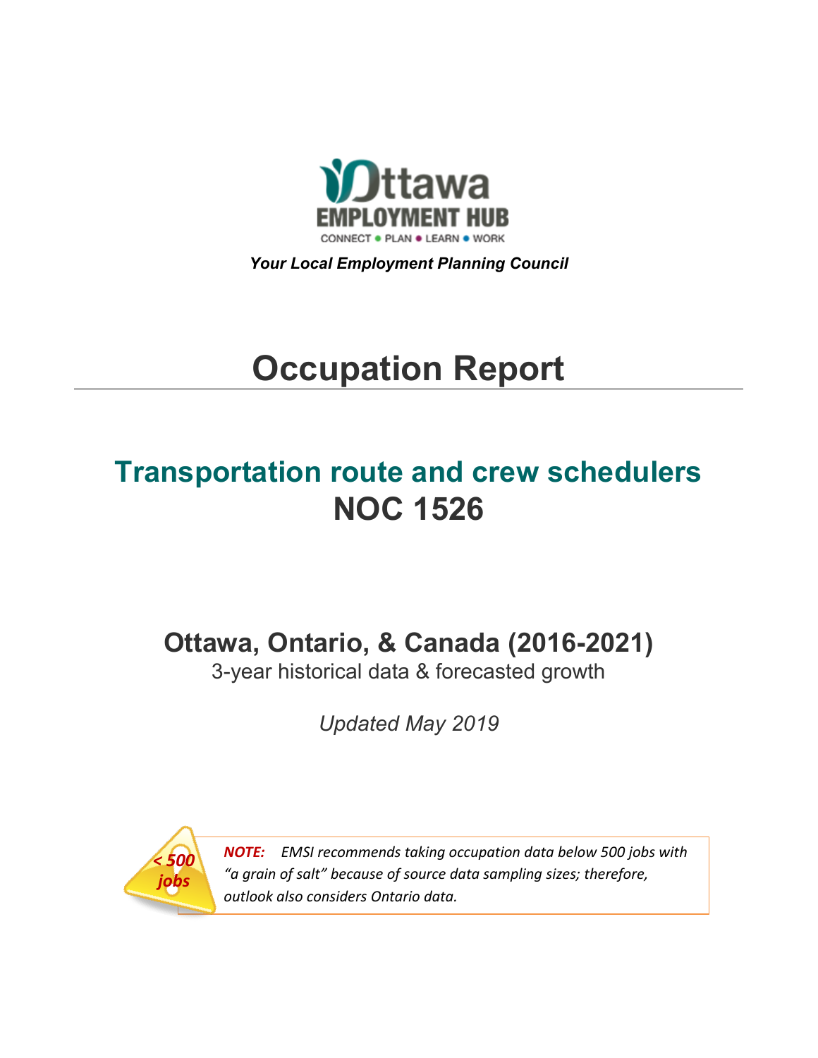Ottawa EMPLOYMENT HUB

CONNECT • PLAN • LEARN • WORK

***Your Local Employment Planning Council***

# Occupation Report

## Transportation route and crew schedulers
## NOC 1526

### Ottawa, Ontario, & Canada (2016-2021)

3-year historical data & forecasted growth

*Updated May 2019*

*< 500 jobs*

***NOTE:*** *EMSI recommends taking occupation data below 500 jobs with "a grain of salt" because of source data sampling sizes; therefore, outlook also considers Ontario data.*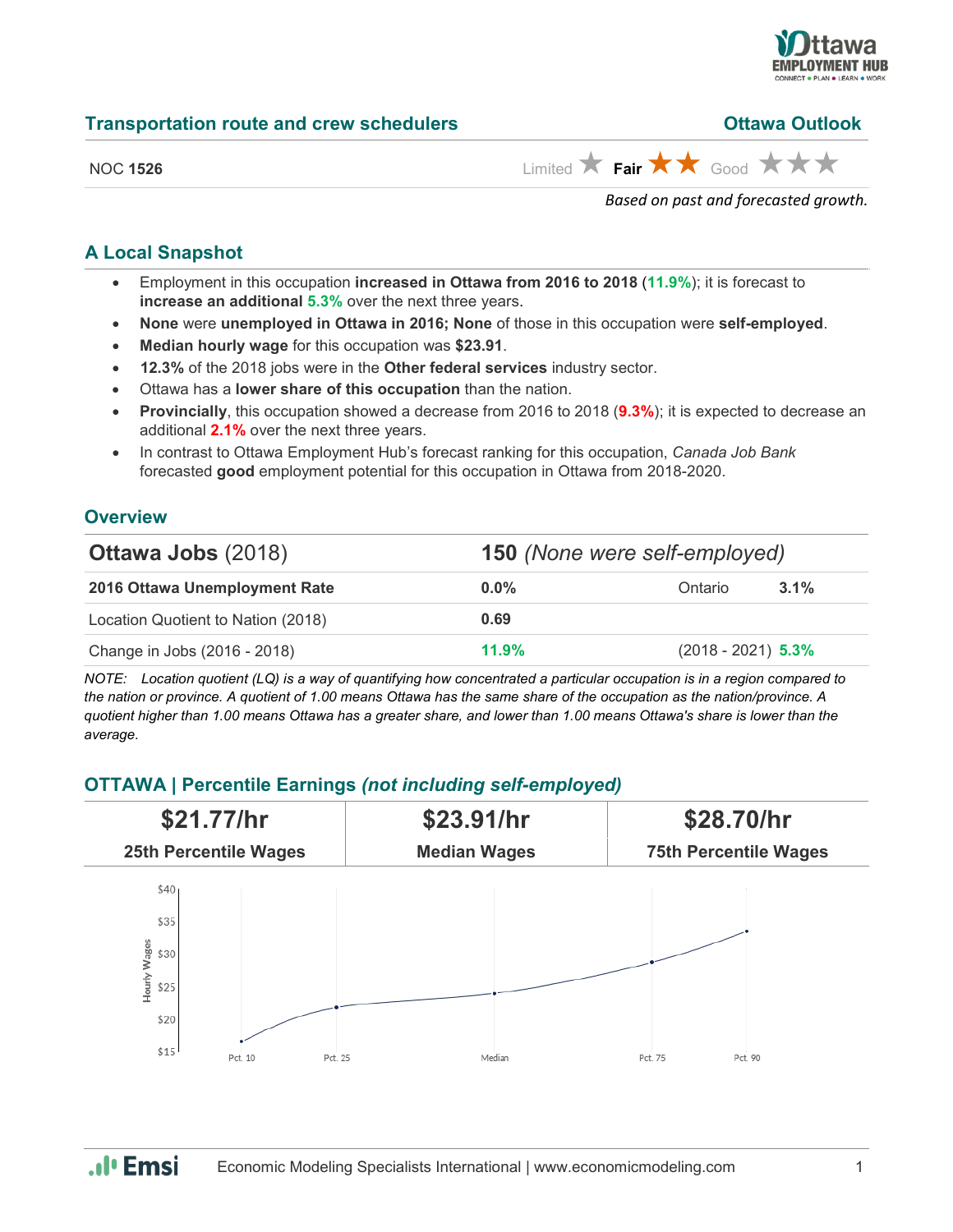## Transportation route and crew schedulers — Ottawa Outlook

NOC **1526**

Limited ★ **Fair ★★** Good ★★★

*Based on past and forecasted growth.*

## A Local Snapshot

- Employment in this occupation **increased in Ottawa from 2016 to 2018** (**11.9%**); it is forecast to **increase an additional 5.3%** over the next three years.
- **None** were **unemployed in Ottawa in 2016; None** of those in this occupation were **self-employed**.
- **Median hourly wage** for this occupation was **$23.91**.
- **12.3%** of the 2018 jobs were in the **Other federal services** industry sector.
- Ottawa has a **lower share of this occupation** than the nation.
- **Provincially**, this occupation showed a decrease from 2016 to 2018 (**9.3%**); it is expected to decrease an additional **2.1%** over the next three years.
- In contrast to Ottawa Employment Hub's forecast ranking for this occupation, *Canada Job Bank* forecasted **good** employment potential for this occupation in Ottawa from 2018-2020.

## Overview

| **Ottawa Jobs** (2018) | **150** *(None were self-employed)* | | |
|---|---|---|---|
| **2016 Ottawa Unemployment Rate** | **0.0%** | Ontario | **3.1%** |
| Location Quotient to Nation (2018) | **0.69** | | |
| Change in Jobs (2016 - 2018) | **11.9%** | (2018 - 2021) | **5.3%** |

*NOTE: Location quotient (LQ) is a way of quantifying how concentrated a particular occupation is in a region compared to the nation or province. A quotient of 1.00 means Ottawa has the same share of the occupation as the nation/province. A quotient higher than 1.00 means Ottawa has a greater share, and lower than 1.00 means Ottawa's share is lower than the average.*

## OTTAWA | Percentile Earnings *(not including self-employed)*

| **$21.77/hr** | **$23.91/hr** | **$28.70/hr** |
|---|---|---|
| **25th Percentile Wages** | **Median Wages** | **75th Percentile Wages** |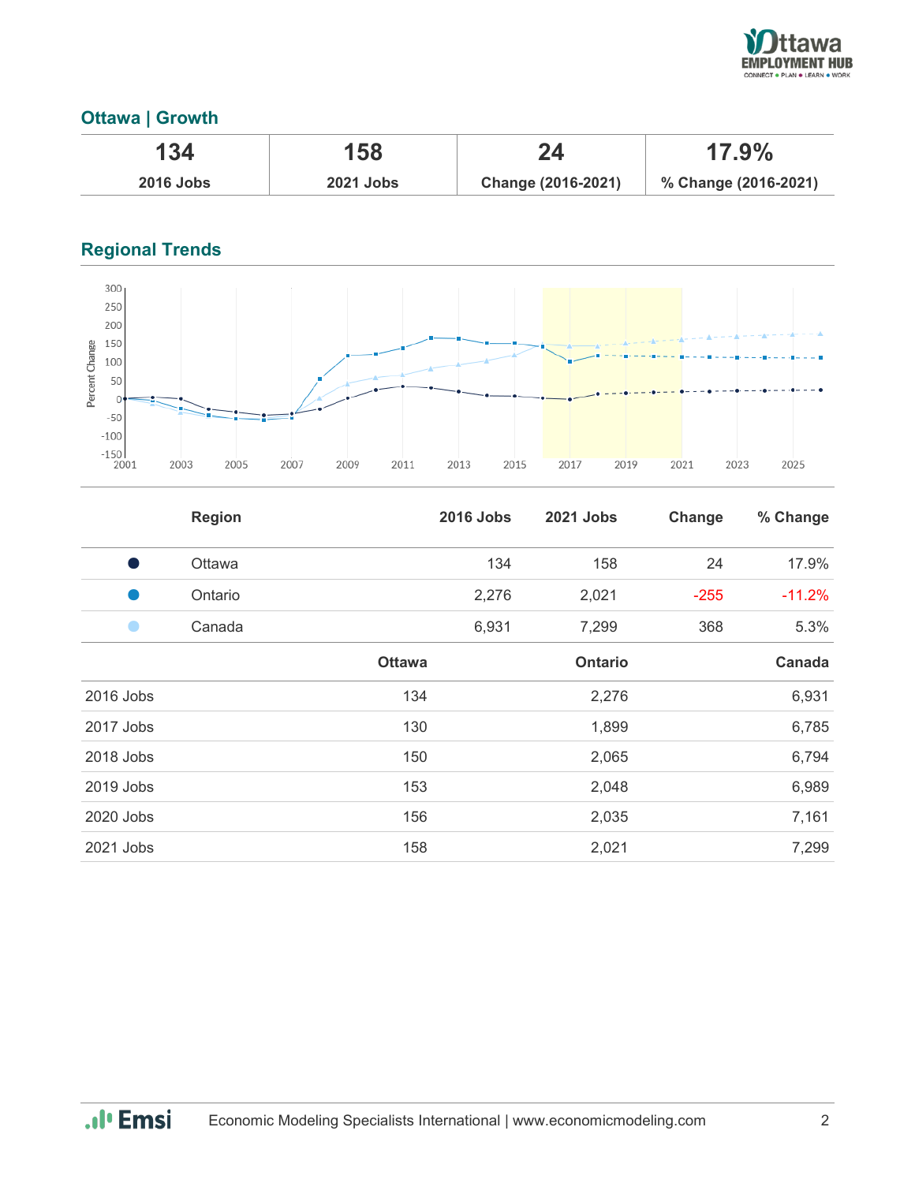## Ottawa | Growth

| 134 | 158 | 24 | 17.9% |
|---|---|---|---|
| 2016 Jobs | 2021 Jobs | Change (2016-2021) | % Change (2016-2021) |

## Regional Trends

| | Region | 2016 Jobs | 2021 Jobs | Change | % Change |
|---|---|---|---|---|---|
| ● | Ottawa | 134 | 158 | 24 | 17.9% |
| ● | Ontario | 2,276 | 2,021 | -255 | -11.2% |
| ● | Canada | 6,931 | 7,299 | 368 | 5.3% |

| | Ottawa | Ontario | Canada |
|---|---|---|---|
| 2016 Jobs | 134 | 2,276 | 6,931 |
| 2017 Jobs | 130 | 1,899 | 6,785 |
| 2018 Jobs | 150 | 2,065 | 6,794 |
| 2019 Jobs | 153 | 2,048 | 6,989 |
| 2020 Jobs | 156 | 2,035 | 7,161 |
| 2021 Jobs | 158 | 2,021 | 7,299 |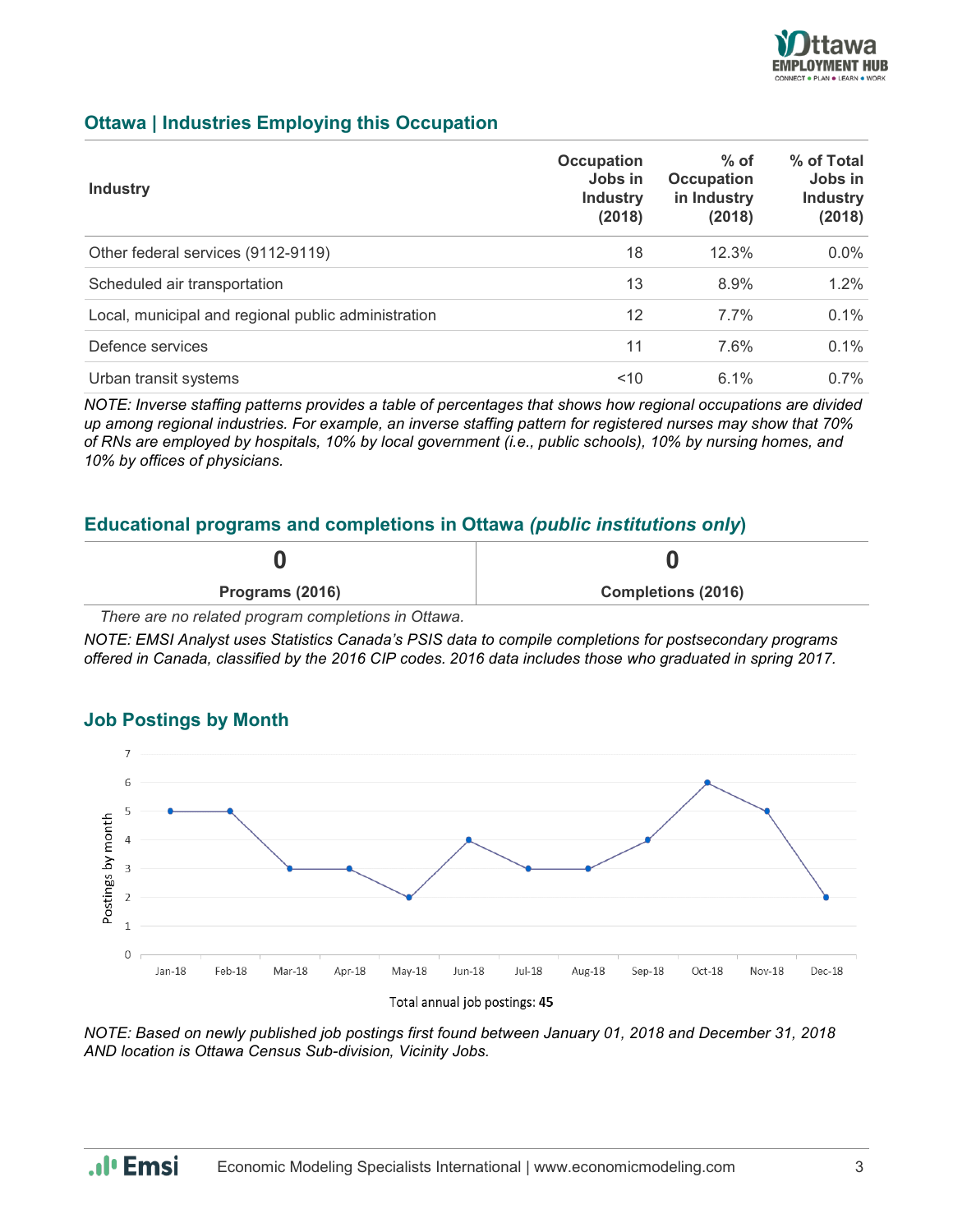## Ottawa | Industries Employing this Occupation

| Industry | Occupation Jobs in Industry (2018) | % of Occupation in Industry (2018) | % of Total Jobs in Industry (2018) |
|---|---|---|---|
| Other federal services (9112-9119) | 18 | 12.3% | 0.0% |
| Scheduled air transportation | 13 | 8.9% | 1.2% |
| Local, municipal and regional public administration | 12 | 7.7% | 0.1% |
| Defence services | 11 | 7.6% | 0.1% |
| Urban transit systems | <10 | 6.1% | 0.7% |

*NOTE: Inverse staffing patterns provides a table of percentages that shows how regional occupations are divided up among regional industries. For example, an inverse staffing pattern for registered nurses may show that 70% of RNs are employed by hospitals, 10% by local government (i.e., public schools), 10% by nursing homes, and 10% by offices of physicians.*

## Educational programs and completions in Ottawa *(public institutions only)*

| 0 | 0 |
|---|---|
| **Programs (2016)** | **Completions (2016)** |

*There are no related program completions in Ottawa.*

*NOTE: EMSI Analyst uses Statistics Canada's PSIS data to compile completions for postsecondary programs offered in Canada, classified by the 2016 CIP codes. 2016 data includes those who graduated in spring 2017.*

## Job Postings by Month

| Month | Postings by month |
|---|---|
| Jan-18 | 5 |
| Feb-18 | 5 |
| Mar-18 | 3 |
| Apr-18 | 3 |
| May-18 | 2 |
| Jun-18 | 4 |
| Jul-18 | 3 |
| Aug-18 | 3 |
| Sep-18 | 4 |
| Oct-18 | 6 |
| Nov-18 | 5 |
| Dec-18 | 2 |

Total annual job postings: **45**

*NOTE: Based on newly published job postings first found between January 01, 2018 and December 31, 2018 AND location is Ottawa Census Sub-division, Vicinity Jobs.*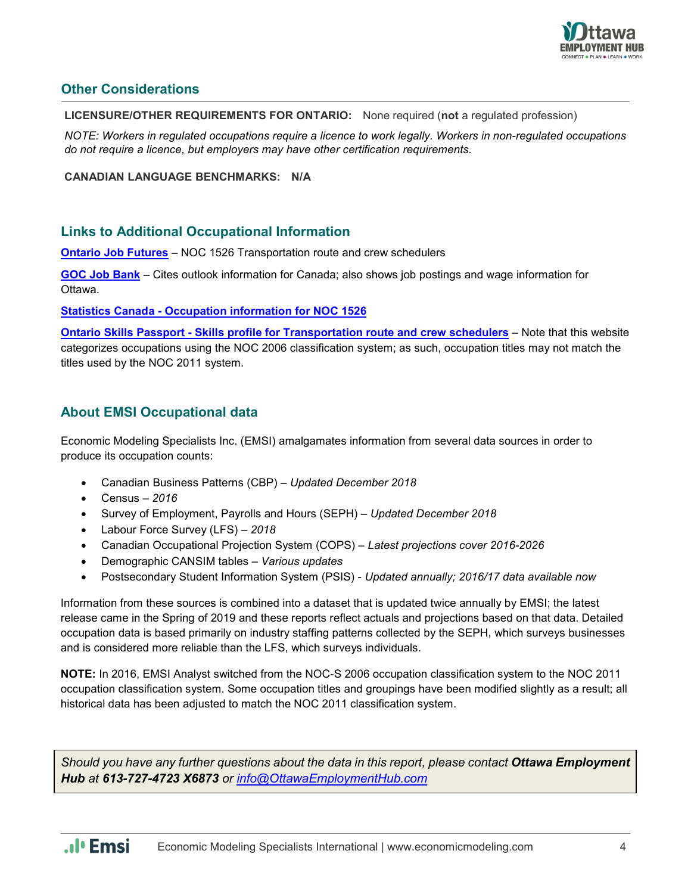## Other Considerations

**LICENSURE/OTHER REQUIREMENTS FOR ONTARIO:** None required (**not** a regulated profession)

*NOTE: Workers in regulated occupations require a licence to work legally. Workers in non-regulated occupations do not require a licence, but employers may have other certification requirements.*

**CANADIAN LANGUAGE BENCHMARKS: N/A**

## Links to Additional Occupational Information

**Ontario Job Futures** – NOC 1526 Transportation route and crew schedulers

**GOC Job Bank** – Cites outlook information for Canada; also shows job postings and wage information for Ottawa.

**Statistics Canada - Occupation information for NOC 1526**

**Ontario Skills Passport - Skills profile for Transportation route and crew schedulers** – Note that this website categorizes occupations using the NOC 2006 classification system; as such, occupation titles may not match the titles used by the NOC 2011 system.

## About EMSI Occupational data

Economic Modeling Specialists Inc. (EMSI) amalgamates information from several data sources in order to produce its occupation counts:

- Canadian Business Patterns (CBP) – *Updated December 2018*
- Census – *2016*
- Survey of Employment, Payrolls and Hours (SEPH) – *Updated December 2018*
- Labour Force Survey (LFS) – *2018*
- Canadian Occupational Projection System (COPS) – *Latest projections cover 2016-2026*
- Demographic CANSIM tables – *Various updates*
- Postsecondary Student Information System (PSIS) - *Updated annually; 2016/17 data available now*

Information from these sources is combined into a dataset that is updated twice annually by EMSI; the latest release came in the Spring of 2019 and these reports reflect actuals and projections based on that data. Detailed occupation data is based primarily on industry staffing patterns collected by the SEPH, which surveys businesses and is considered more reliable than the LFS, which surveys individuals.

**NOTE:** In 2016, EMSI Analyst switched from the NOC-S 2006 occupation classification system to the NOC 2011 occupation classification system. Some occupation titles and groupings have been modified slightly as a result; all historical data has been adjusted to match the NOC 2011 classification system.

*Should you have any further questions about the data in this report, please contact **Ottawa Employment Hub** at **613-727-4723 X6873** or info@OttawaEmploymentHub.com*